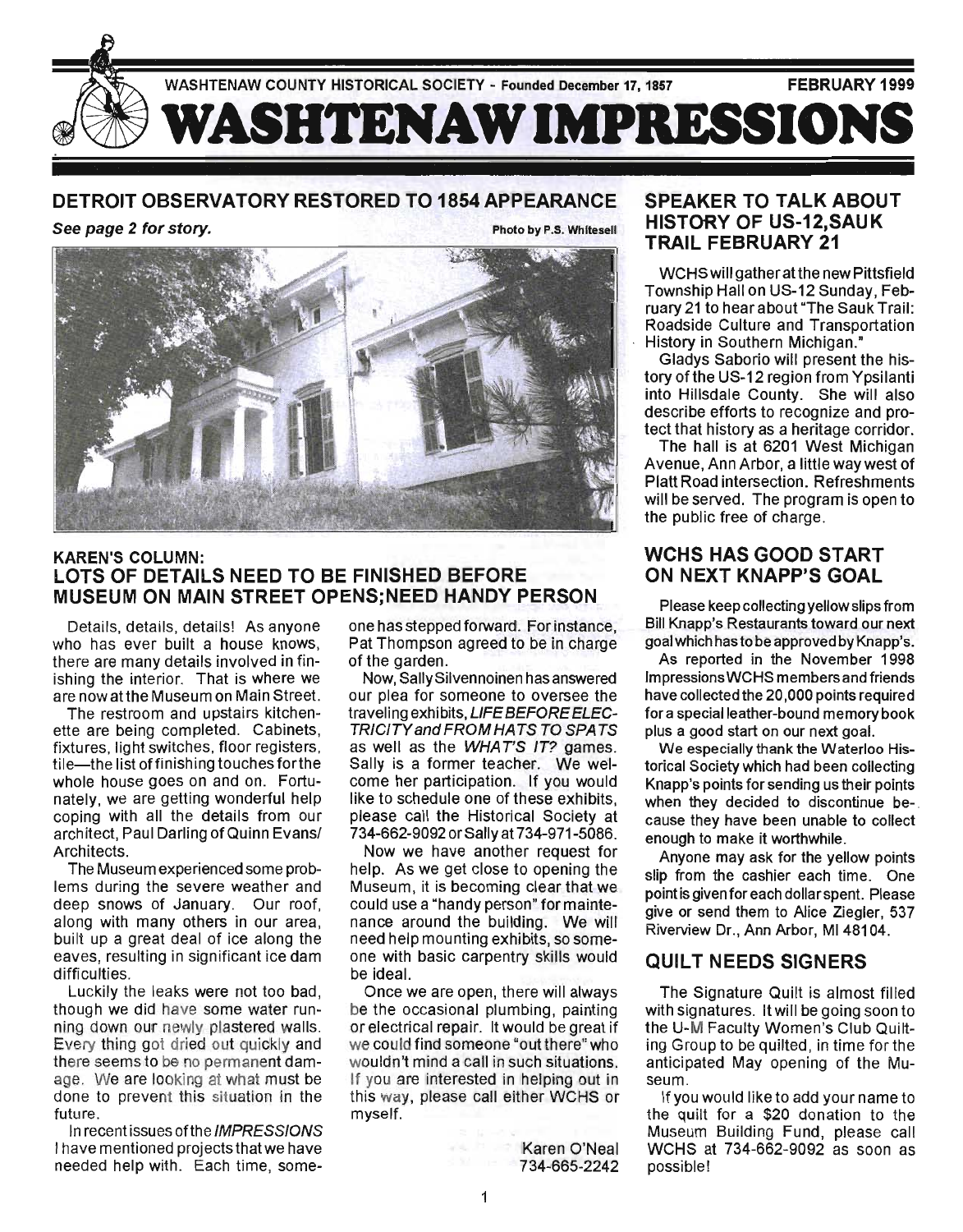WASHTENAW COUNTY HISTORICAL SOCIETY - Founded December 17, 1857 FEBRUARY 1999

# WASHTENAW IMPRESSIONS

## DETROIT OBSERVATORY RESTORED TO 1854 APPEARANCE

*See page 2 for story.*

Photo by P.S. Whitesell

## KAREN'S COLUMN: LOTS OF DETAILS NEED TO BE FINISHED BEFORE MUSEUM ON MAIN STREET OPENS; NEED HANDY PERSON

Details, details, details! As anyone who has ever built a house knows, there are many details involved in finishing the interior. That is where we are now at the Museum on Main Street.

The restroom and upstairs kitchenette are being completed. Cabinets, fixtures, light switches, floor registers, tile—the list of finishing touches for the whole house goes on and on. Fortunately, we are getting wonderful help coping with all the details from our architect, Paul Darling of Quinn Evans/ Architects.

The Museum experienced some problems during the severe weather and deep snows of January. Our roof, along with many others in our area, built up a great deal of ice along the eaves, resulting in significant ice dam difficulties.

Luckily the leaks were not too bad, though we did have some water running down our newly plastered walls. Every thing got dried out quickly and there seems to be no permanent damage. We are looking at what must be done to prevent this situation in the future.

In recent issues of the *IMPRESSIONS* I have mentioned projects that we have needed help with. Each time, someone has stepped forward. For instance, Pat Thompson agreed to be in charge of the garden.

Now, Sally Silvennoinen has answered our plea for someone to oversee the traveling exhibits, *LIFE BEFORE ELECTRICITY* and *FROM HATS TO SPATS* as well as the *WHAT'S IT?* games. Sally is a former teacher. We welcome her participation. If you would like to schedule one of these exhibits, please call the Historical Society at 734-662-9092 or Sally at 734-971-5086.

Now we have another request for help. As we get close to opening the Museum, it is becoming clear that we could use a "handy person" for maintenance around the building. We will need help mounting exhibits, so someone with basic carpentry skills would be ideal.

Once we are open, there will always be the occasional plumbing, painting or electrical repair. It would be great if we could find someone "out there" who wouldn't mind a call in such situations. If you are interested in helping out in this way, please call either WCHS or myself.

Karen O'Neal
734-665-2242

## SPEAKER TO TALK ABOUT HISTORY OF US-12, SAUK TRAIL FEBRUARY 21

WCHS will gather at the new Pittsfield Township Hall on US-12 Sunday, February 21 to hear about "The Sauk Trail: Roadside Culture and Transportation History in Southern Michigan."

Gladys Saborio will present the history of the US-12 region from Ypsilanti into Hillsdale County. She will also describe efforts to recognize and protect that history as a heritage corridor.

The hall is at 6201 West Michigan Avenue, Ann Arbor, a little way west of Platt Road intersection. Refreshments will be served. The program is open to the public free of charge.

## WCHS HAS GOOD START ON NEXT KNAPP'S GOAL

Please keep collecting yellow slips from Bill Knapp's Restaurants toward our next goal which has to be approved by Knapp's.

As reported in the November 1998 Impressions WCHS members and friends have collected the 20,000 points required for a special leather-bound memory book plus a good start on our next goal.

We especially thank the Waterloo Historical Society which had been collecting Knapp's points for sending us their points when they decided to discontinue because they have been unable to collect enough to make it worthwhile.

Anyone may ask for the yellow points slip from the cashier each time. One point is given for each dollar spent. Please give or send them to Alice Ziegler, 537 Riverview Dr., Ann Arbor, MI 48104.

## QUILT NEEDS SIGNERS

The Signature Quilt is almost filled with signatures. It will be going soon to the U-M Faculty Women's Club Quilting Group to be quilted, in time for the anticipated May opening of the Museum.

If you would like to add your name to the quilt for a $20 donation to the Museum Building Fund, please call WCHS at 734-662-9092 as soon as possible!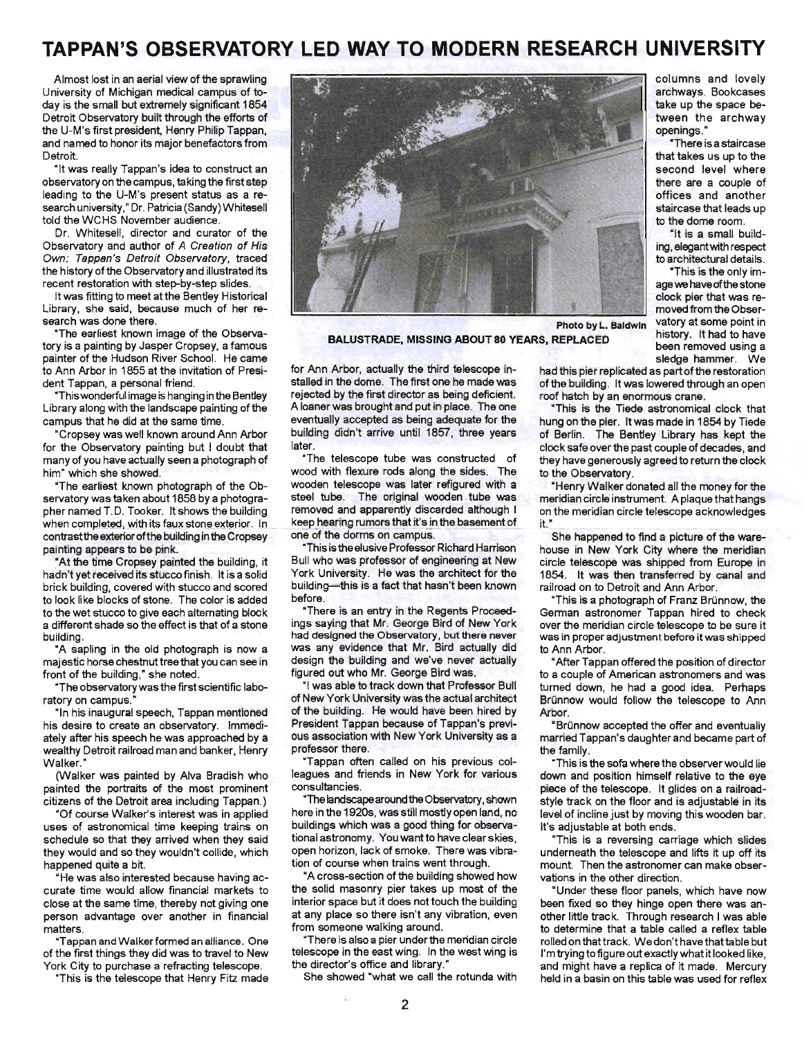# TAPPAN'S OBSERVATORY LED WAY TO MODERN RESEARCH UNIVERSITY

Almost lost in an aerial view of the sprawling University of Michigan medical campus of today is the small but extremely significant 1854 Detroit Observatory built through the efforts of the U-M's first president, Henry Philip Tappan, and named to honor its major benefactors from Detroit.

"It was really Tappan's idea to construct an observatory on the campus, taking the first step leading to the U-M's present status as a research university," Dr. Patricia (Sandy) Whitesell told the WCHS November audience.

Dr. Whitesell, director and curator of the Observatory and author of *A Creation of His Own: Tappan's Detroit Observatory*, traced the history of the Observatory and illustrated its recent restoration with step-by-step slides.

It was fitting to meet at the Bentley Historical Library, she said, because much of her research was done there.

"The earliest known image of the Observatory is a painting by Jasper Cropsey, a famous painter of the Hudson River School. He came to Ann Arbor in 1855 at the invitation of President Tappan, a personal friend.

"This wonderful image is hanging in the Bentley Library along with the landscape painting of the campus that he did at the same time.

"Cropsey was well known around Ann Arbor for the Observatory painting but I doubt that many of you have actually seen a photograph of him" which she showed.

"The earliest known photograph of the Observatory was taken about 1858 by a photographer named T.D. Tooker. It shows the building when completed, with its faux stone exterior. In contrast the exterior of the building in the Cropsey painting appears to be pink.

"At the time Cropsey painted the building, it hadn't yet received its stucco finish. It is a solid brick building, covered with stucco and scored to look like blocks of stone. The color is added to the wet stucco to give each alternating block a different shade so the effect is that of a stone building.

"A sapling in the old photograph is now a majestic horse chestnut tree that you can see in front of the building," she noted.

"The observatory was the first scientific laboratory on campus."

"In his inaugural speech, Tappan mentioned his desire to create an observatory. Immediately after his speech he was approached by a wealthy Detroit railroad man and banker, Henry Walker."

(Walker was painted by Alva Bradish who painted the portraits of the most prominent citizens of the Detroit area including Tappan.)

"Of course Walker's interest was in applied uses of astronomical time keeping trains on schedule so that they arrived when they said they would and so they wouldn't collide, which happened quite a bit.

"He was also interested because having accurate time would allow financial markets to close at the same time, thereby not giving one person advantage over another in financial matters.

"Tappan and Walker formed an alliance. One of the first things they did was to travel to New York City to purchase a refracting telescope.

"This is the telescope that Henry Fitz made for Ann Arbor, actually the third telescope installed in the dome. The first one he made was rejected by the first director as being deficient. A loaner was brought and put in place. The one eventually accepted as being adequate for the building didn't arrive until 1857, three years later.

"The telescope tube was constructed of wood with flexure rods along the sides. The wooden telescope was later refigured with a steel tube. The original wooden tube was removed and apparently discarded although I keep hearing rumors that it's in the basement of one of the dorms on campus.

"This is the elusive Professor Richard Harrison Bull who was professor of engineering at New York University. He was the architect for the building—this is a fact that hasn't been known before.

"There is an entry in the Regents Proceedings saying that Mr. George Bird of New York had designed the Observatory, but there never was any evidence that Mr. Bird actually did design the building and we've never actually figured out who Mr. George Bird was.

"I was able to track down that Professor Bull of New York University was the actual architect of the building. He would have been hired by President Tappan because of Tappan's previous association with New York University as a professor there.

"Tappan often called on his previous colleagues and friends in New York for various consultancies.

"The landscape around the Observatory, shown here in the 1920s, was still mostly open land, no buildings which was a good thing for observational astronomy. You want to have clear skies, open horizon, lack of smoke. There was vibration of course when trains went through.

"A cross-section of the building showed how the solid masonry pier takes up most of the interior space but it does not touch the building at any place so there isn't any vibration, even from someone walking around.

"There is also a pier under the meridian circle telescope in the east wing. In the west wing is the director's office and library."

She showed "what we call the rotunda with columns and lovely archways. Bookcases take up the space between the archway openings."

"There is a staircase that takes us up to the second level where there are a couple of offices and another staircase that leads up to the dome room.

"It is a small building, elegant with respect to architectural details.

"This is the only image we have of the stone clock pier that was removed from the Observatory at some point in history. It had to have been removed using a sledge hammer. We had this pier replicated as part of the restoration of the building. It was lowered through an open roof hatch by an enormous crane.

"This is the Tiede astronomical clock that hung on the pier. It was made in 1854 by Tiede of Berlin. The Bentley Library has kept the clock safe over the past couple of decades, and they have generously agreed to return the clock to the Observatory.

"Henry Walker donated all the money for the meridian circle instrument. A plaque that hangs on the meridian circle telescope acknowledges it."

She happened to find a picture of the warehouse in New York City where the meridian circle telescope was shipped from Europe in 1854. It was then transferred by canal and railroad on to Detroit and Ann Arbor.

"This is a photograph of Franz Brünnow, the German astronomer Tappan hired to check over the meridian circle telescope to be sure it was in proper adjustment before it was shipped to Ann Arbor.

"After Tappan offered the position of director to a couple of American astronomers and was turned down, he had a good idea. Perhaps Brünnow would follow the telescope to Ann Arbor.

"Brünnow accepted the offer and eventually married Tappan's daughter and became part of the family.

"This is the sofa where the observer would lie down and position himself relative to the eye piece of the telescope. It glides on a railroad-style track on the floor and is adjustable in its level of incline just by moving this wooden bar. It's adjustable at both ends.

"This is a reversing carriage which slides underneath the telescope and lifts it up off its mount. Then the astronomer can make observations in the other direction.

"Under these floor panels, which have now been fixed so they hinge open there was another little track. Through research I was able to determine that a table called a reflex table rolled on that track. We don't have that table but I'm trying to figure out exactly what it looked like, and might have a replica of it made. Mercury held in a basin on this table was used for reflex

Photo by L. Baldwin

**BALUSTRADE, MISSING ABOUT 80 YEARS, REPLACED**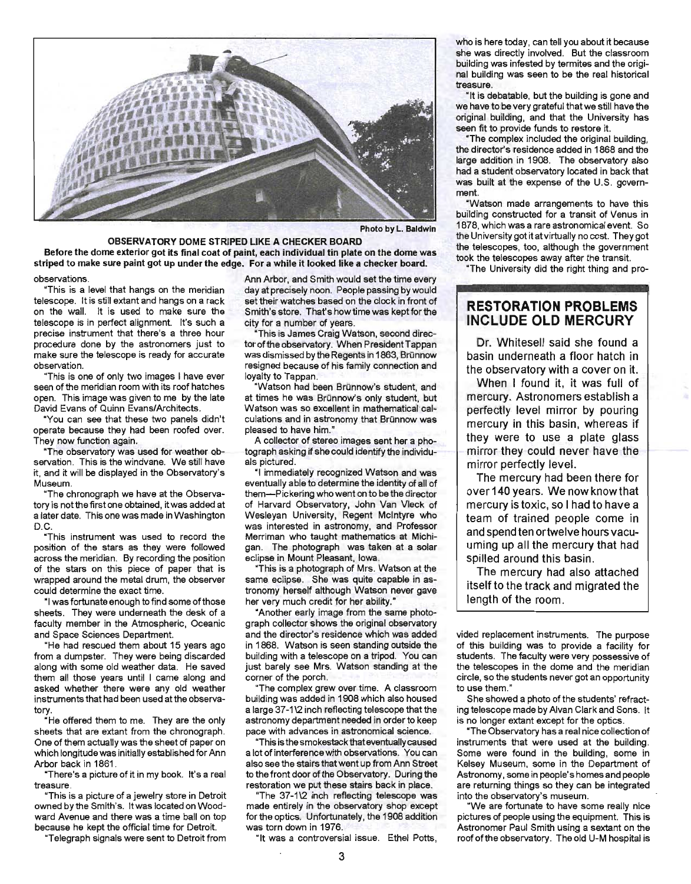Photo by L. Baldwin

**OBSERVATORY DOME STRIPED LIKE A CHECKER BOARD**

**Before the dome exterior got its final coat of paint, each individual tin plate on the dome was striped to make sure paint got up under the edge. For a while it looked like a checker board.**

observations.

"This is a level that hangs on the meridian telescope. It is still extant and hangs on a rack on the wall. It is used to make sure the telescope is in perfect alignment. It's such a precise instrument that there's a three hour procedure done by the astronomers just to make sure the telescope is ready for accurate observation.

"This is one of only two images I have ever seen of the meridian room with its roof hatches open. This image was given to me by the late David Evans of Quinn Evans/Architects.

"You can see that these two panels didn't operate because they had been roofed over. They now function again.

"The observatory was used for weather observation. This is the windvane. We still have it, and it will be displayed in the Observatory's Museum.

"The chronograph we have at the Observatory is not the first one obtained, it was added at a later date. This one was made in Washington D.C.

"This instrument was used to record the position of the stars as they were followed across the meridian. By recording the position of the stars on this piece of paper that is wrapped around the metal drum, the observer could determine the exact time.

"I was fortunate enough to find some of those sheets. They were underneath the desk of a faculty member in the Atmospheric, Oceanic and Space Sciences Department.

"He had rescued them about 15 years ago from a dumpster. They were being discarded along with some old weather data. He saved them all those years until I came along and asked whether there were any old weather instruments that had been used at the observatory.

"He offered them to me. They are the only sheets that are extant from the chronograph. One of them actually was the sheet of paper on which longitude was initially established for Ann Arbor back in 1861.

"There's a picture of it in my book. It's a real treasure.

"This is a picture of a jewelry store in Detroit owned by the Smith's. It was located on Woodward Avenue and there was a time ball on top because he kept the official time for Detroit.

"Telegraph signals were sent to Detroit from Ann Arbor, and Smith would set the time every day at precisely noon. People passing by would set their watches based on the clock in front of Smith's store. That's how time was kept for the city for a number of years.

"This is James Craig Watson, second director of the observatory. When President Tappan was dismissed by the Regents in 1863, Brünnow resigned because of his family connection and loyalty to Tappan.

"Watson had been Brünnow's student, and at times he was Brünnow's only student, but Watson was so excellent in mathematical calculations and in astronomy that Brünnow was pleased to have him."

A collector of stereo images sent her a photograph asking if she could identify the individuals pictured.

"I immediately recognized Watson and was eventually able to determine the identity of all of them—Pickering who went on to be the director of Harvard Observatory, John Van Vleck of Wesleyan University, Regent McIntyre who was interested in astronomy, and Professor Merriman who taught mathematics at Michigan. The photograph was taken at a solar eclipse in Mount Pleasant, Iowa.

"This is a photograph of Mrs. Watson at the same eclipse. She was quite capable in astronomy herself although Watson never gave her very much credit for her ability."

"Another early image from the same photograph collector shows the original observatory and the director's residence which was added in 1868. Watson is seen standing outside the building with a telescope on a tripod. You can just barely see Mrs. Watson standing at the corner of the porch.

"The complex grew over time. A classroom building was added in 1908 which also housed a large 37-1\2 inch reflecting telescope that the astronomy department needed in order to keep pace with advances in astronomical science.

"This is the smokestack that eventually caused a lot of interference with observations. You can also see the stairs that went up from Ann Street to the front door of the Observatory. During the restoration we put these stairs back in place.

"The 37-1\2 inch reflecting telescope was made entirely in the observatory shop except for the optics. Unfortunately, the 1908 addition was torn down in 1976.

"It was a controversial issue. Ethel Potts, who is here today, can tell you about it because she was directly involved. But the classroom building was infested by termites and the original building was seen to be the real historical treasure.

"It is debatable, but the building is gone and we have to be very grateful that we still have the original building, and that the University has seen fit to provide funds to restore it.

"The complex included the original building, the director's residence added in 1868 and the large addition in 1908. The observatory also had a student observatory located in back that was built at the expense of the U.S. government.

"Watson made arrangements to have this building constructed for a transit of Venus in 1878, which was a rare astronomical event. So the University got it at virtually no cost. They got the telescopes, too, although the government took the telescopes away after the transit.

"The University did the right thing and provided replacement instruments. The purpose of this building was to provide a facility for students. The faculty were very possessive of the telescopes in the dome and the meridian circle, so the students never got an opportunity to use them."

She showed a photo of the students' refracting telescope made by Alvan Clark and Sons. It is no longer extant except for the optics.

"The Observatory has a real nice collection of instruments that were used at the building. Some were found in the building, some in Kelsey Museum, some in the Department of Astronomy, some in people's homes and people are returning things so they can be integrated into the observatory's museum.

"We are fortunate to have some really nice pictures of people using the equipment. This is Astronomer Paul Smith using a sextant on the roof of the observatory. The old U-M hospital is

## RESTORATION PROBLEMS INCLUDE OLD MERCURY

Dr. Whitesell said she found a basin underneath a floor hatch in the observatory with a cover on it.

When I found it, it was full of mercury. Astronomers establish a perfectly level mirror by pouring mercury in this basin, whereas if they were to use a plate glass mirror they could never have the mirror perfectly level.

The mercury had been there for over 140 years. We now know that mercury is toxic, so I had to have a team of trained people come in and spend ten or twelve hours vacuuming up all the mercury that had spilled around this basin.

The mercury had also attached itself to the track and migrated the length of the room.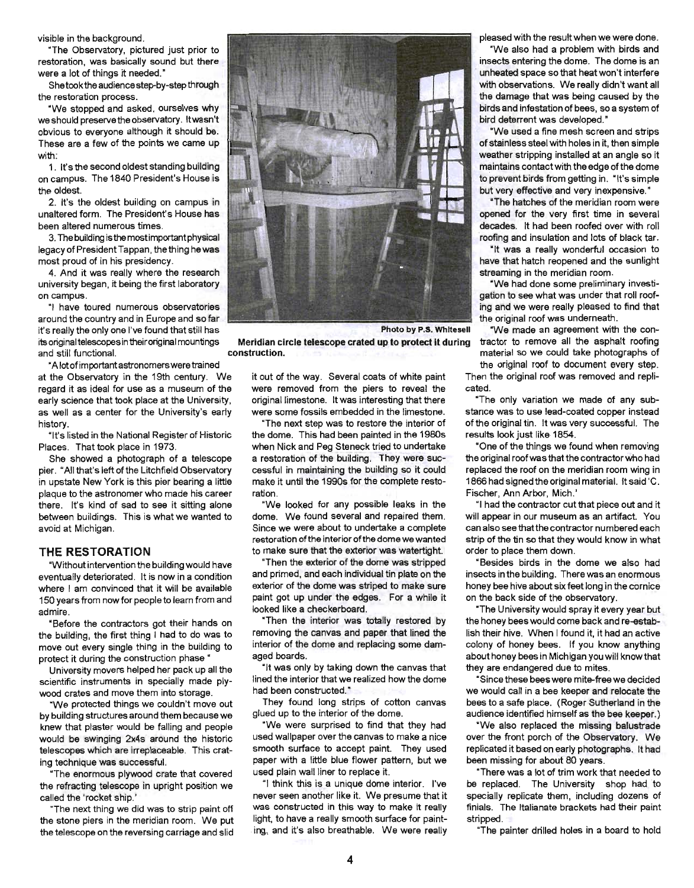visible in the background.

"The Observatory, pictured just prior to restoration, was basically sound but there were a lot of things it needed."

She took the audience step-by-step through the restoration process.

"We stopped and asked, ourselves why we should preserve the observatory. It wasn't obvious to everyone although it should be. These are a few of the points we came up with:

1. It's the second oldest standing building on campus. The 1840 President's House is the oldest.

2. It's the oldest building on campus in unaltered form. The President's House has been altered numerous times.

3. The building is the most important physical legacy of President Tappan, the thing he was most proud of in his presidency.

4. And it was really where the research university began, it being the first laboratory on campus.

"I have toured numerous observatories around the country and in Europe and so far it's really the only one I've found that still has its original telescopes in their original mountings and still functional.

"A lot of important astronomers were trained at the Observatory in the 19th century. We regard it as ideal for use as a museum of the early science that took place at the University, as well as a center for the University's early history.

"It's listed in the National Register of Historic Places. That took place in 1973.

She showed a photograph of a telescope pier. "All that's left of the Litchfield Observatory in upstate New York is this pier bearing a little plaque to the astronomer who made his career there. It's kind of sad to see it sitting alone between buildings. This is what we wanted to avoid at Michigan.

## THE RESTORATION

"Without intervention the building would have eventually deteriorated. It is now in a condition where I am convinced that it will be available 150 years from now for people to learn from and admire.

"Before the contractors got their hands on the building, the first thing I had to do was to move out every single thing in the building to protect it during the construction phase."

University movers helped her pack up all the scientific instruments in specially made plywood crates and move them into storage.

"We protected things we couldn't move out by building structures around them because we knew that plaster would be falling and people would be swinging 2x4s around the historic telescopes which are irreplaceable. This crating technique was successful.

"The enormous plywood crate that covered the refracting telescope in upright position we called the 'rocket ship.'

"The next thing we did was to strip paint off the stone piers in the meridian room. We put the telescope on the reversing carriage and slid it out of the way. Several coats of white paint were removed from the piers to reveal the original limestone. It was interesting that there were some fossils embedded in the limestone.

Photo by P.S. Whitesell

**Meridian circle telescope crated up to protect it during construction.**

"The next step was to restore the interior of the dome. This had been painted in the 1980s when Nick and Peg Steneck tried to undertake a restoration of the building. They were successful in maintaining the building so it could make it until the 1990s for the complete restoration.

"We looked for any possible leaks in the dome. We found several and repaired them. Since we were about to undertake a complete restoration of the interior of the dome we wanted to make sure that the exterior was watertight.

"Then the exterior of the dome was stripped and primed, and each individual tin plate on the exterior of the dome was striped to make sure paint got up under the edges. For a while it looked like a checkerboard.

"Then the interior was totally restored by removing the canvas and paper that lined the interior of the dome and replacing some damaged boards.

"It was only by taking down the canvas that lined the interior that we realized how the dome had been constructed."

They found long strips of cotton canvas glued up to the interior of the dome.

"We were surprised to find that they had used wallpaper over the canvas to make a nice smooth surface to accept paint. They used paper with a little blue flower pattern, but we used plain wall liner to replace it.

"I think this is a unique dome interior. I've never seen another like it. We presume that it was constructed in this way to make it really light, to have a really smooth surface for painting, and it's also breathable. We were really pleased with the result when we were done.

"We also had a problem with birds and insects entering the dome. The dome is an unheated space so that heat won't interfere with observations. We really didn't want all the damage that was being caused by the birds and infestation of bees, so a system of bird deterrent was developed."

"We used a fine mesh screen and strips of stainless steel with holes in it, then simple weather stripping installed at an angle so it maintains contact with the edge of the dome to prevent birds from getting in. "It's simple but very effective and very inexpensive."

"The hatches of the meridian room were opened for the very first time in several decades. It had been roofed over with roll roofing and insulation and lots of black tar.

"It was a really wonderful occasion to have that hatch reopened and the sunlight streaming in the meridian room.

"We had done some preliminary investigation to see what was under that roll roofing and we were really pleased to find that the original roof was underneath.

"We made an agreement with the contractor to remove all the asphalt roofing material so we could take photographs of the original roof to document every step. Then the original roof was removed and replicated.

"The only variation we made of any substance was to use lead-coated copper instead of the original tin. It was very successful. The results look just like 1854.

"One of the things we found when removing the original roof was that the contractor who had replaced the roof on the meridian room wing in 1866 had signed the original material. It said 'C. Fischer, Ann Arbor, Mich.'

"I had the contractor cut that piece out and it will appear in our museum as an artifact. You can also see that the contractor numbered each strip of the tin so that they would know in what order to place them down.

"Besides birds in the dome we also had insects in the building. There was an enormous honey bee hive about six feet long in the cornice on the back side of the observatory.

"The University would spray it every year but the honey bees would come back and re-establish their hive. When I found it, it had an active colony of honey bees. If you know anything about honey bees in Michigan you will know that they are endangered due to mites.

"Since these bees were mite-free we decided we would call in a bee keeper and relocate the bees to a safe place. (Roger Sutherland in the audience identified himself as the bee keeper.)

"We also replaced the missing balustrade over the front porch of the Observatory. We replicated it based on early photographs. It had been missing for about 80 years.

"There was a lot of trim work that needed to be replaced. The University shop had to specially replicate them, including dozens of finials. The Italianate brackets had their paint stripped.

"The painter drilled holes in a board to hold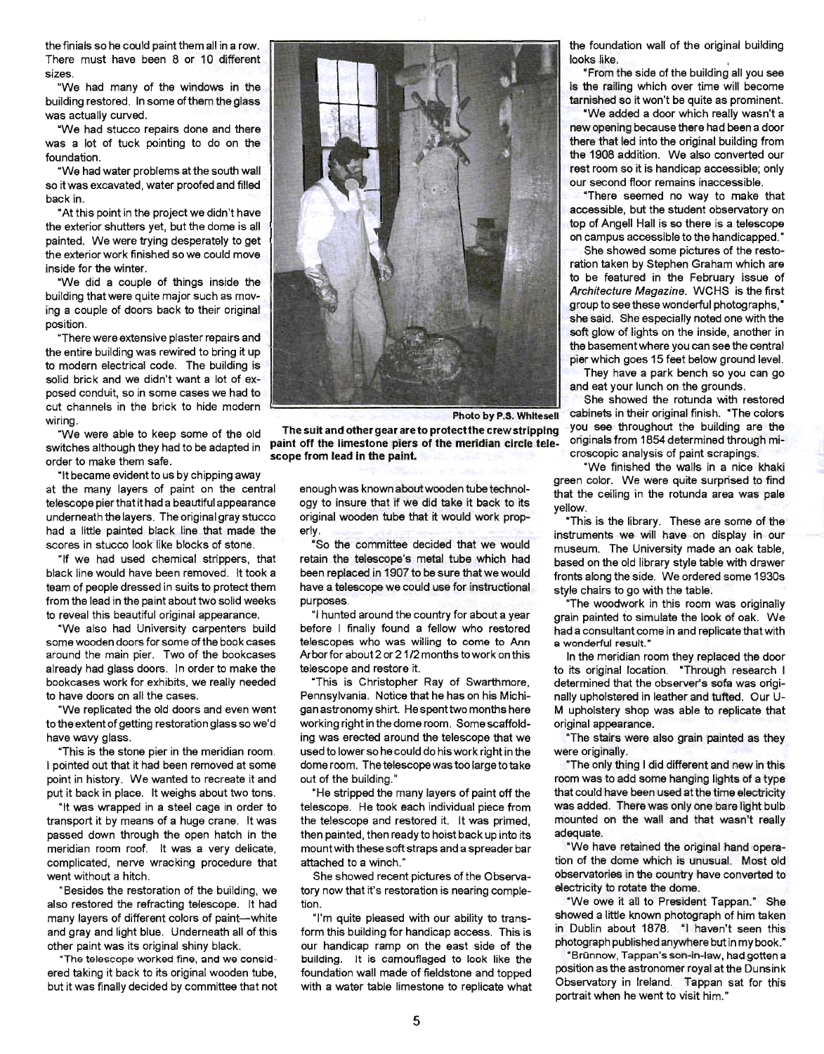the finials so he could paint them all in a row. There must have been 8 or 10 different sizes.

"We had many of the windows in the building restored. In some of them the glass was actually curved.

"We had stucco repairs done and there was a lot of tuck pointing to do on the foundation.

"We had water problems at the south wall so it was excavated, water proofed and filled back in.

"At this point in the project we didn't have the exterior shutters yet, but the dome is all painted. We were trying desperately to get the exterior work finished so we could move inside for the winter.

"We did a couple of things inside the building that were quite major such as moving a couple of doors back to their original position.

"There were extensive plaster repairs and the entire building was rewired to bring it up to modern electrical code. The building is solid brick and we didn't want a lot of exposed conduit, so in some cases we had to cut channels in the brick to hide modern wiring.

"We were able to keep some of the old switches although they had to be adapted in order to make them safe.

"It became evident to us by chipping away at the many layers of paint on the central telescope pier that it had a beautiful appearance underneath the layers. The original gray stucco had a little painted black line that made the scores in stucco look like blocks of stone.

"If we had used chemical strippers, that black line would have been removed. It took a team of people dressed in suits to protect them from the lead in the paint about two solid weeks to reveal this beautiful original appearance.

"We also had University carpenters build some wooden doors for some of the book cases around the main pier. Two of the bookcases already had glass doors. In order to make the bookcases work for exhibits, we really needed to have doors on all the cases.

"We replicated the old doors and even went to the extent of getting restoration glass so we'd have wavy glass.

"This is the stone pier in the meridian room. I pointed out that it had been removed at some point in history. We wanted to recreate it and put it back in place. It weighs about two tons.

"It was wrapped in a steel cage in order to transport it by means of a huge crane. It was passed down through the open hatch in the meridian room roof. It was a very delicate, complicated, nerve wracking procedure that went without a hitch.

"Besides the restoration of the building, we also restored the refracting telescope. It had many layers of different colors of paint—white and gray and light blue. Underneath all of this other paint was its original shiny black.

"The telescope worked fine, and we considered taking it back to its original wooden tube, but it was finally decided by committee that not enough was known about wooden tube technology to insure that if we did take it back to its original wooden tube that it would work properly.

"So the committee decided that we would retain the telescope's metal tube which had been replaced in 1907 to be sure that we would have a telescope we could use for instructional purposes.

"I hunted around the country for about a year before I finally found a fellow who restored telescopes who was willing to come to Ann Arbor for about 2 or 2 1/2 months to work on this telescope and restore it.

"This is Christopher Ray of Swarthmore, Pennsylvania. Notice that he has on his Michigan astronomy shirt. He spent two months here working right in the dome room. Some scaffolding was erected around the telescope that we used to lower so he could do his work right in the dome room. The telescope was too large to take out of the building."

"He stripped the many layers of paint off the telescope. He took each individual piece from the telescope and restored it. It was primed, then painted, then ready to hoist back up into its mount with these soft straps and a spreader bar attached to a winch."

She showed recent pictures of the Observatory now that it's restoration is nearing completion.

"I'm quite pleased with our ability to transform this building for handicap access. This is our handicap ramp on the east side of the building. It is camouflaged to look like the foundation wall made of fieldstone and topped with a water table limestone to replicate what the foundation wall of the original building looks like.

"From the side of the building all you see is the railing which over time will become tarnished so it won't be quite as prominent.

"We added a door which really wasn't a new opening because there had been a door there that led into the original building from the 1908 addition. We also converted our rest room so it is handicap accessible; only our second floor remains inaccessible.

"There seemed no way to make that accessible, but the student observatory on top of Angell Hall is so there is a telescope on campus accessible to the handicapped."

She showed some pictures of the restoration taken by Stephen Graham which are to be featured in the February issue of *Architecture Magazine*. WCHS is the first group to see these wonderful photographs," she said. She especially noted one with the soft glow of lights on the inside, another in the basement where you can see the central pier which goes 15 feet below ground level.

They have a park bench so you can go and eat your lunch on the grounds.

She showed the rotunda with restored cabinets in their original finish. "The colors you see throughout the building are the originals from 1854 determined through microscopic analysis of paint scrapings.

"We finished the walls in a nice khaki green color. We were quite surprised to find that the ceiling in the rotunda area was pale yellow.

"This is the library. These are some of the instruments we will have on display in our museum. The University made an oak table, based on the old library style table with drawer fronts along the side. We ordered some 1930s style chairs to go with the table.

"The woodwork in this room was originally grain painted to simulate the look of oak. We had a consultant come in and replicate that with a wonderful result."

In the meridian room they replaced the door to its original location. "Through research I determined that the observer's sofa was originally upholstered in leather and tufted. Our U-M upholstery shop was able to replicate that original appearance.

"The stairs were also grain painted as they were originally.

"The only thing I did different and new in this room was to add some hanging lights of a type that could have been used at the time electricity was added. There was only one bare light bulb mounted on the wall and that wasn't really adequate.

"We have retained the original hand operation of the dome which is unusual. Most old observatories in the country have converted to electricity to rotate the dome.

"We owe it all to President Tappan." She showed a little known photograph of him taken in Dublin about 1878. "I haven't seen this photograph published anywhere but in my book."

"Brünnow, Tappan's son-in-law, had gotten a position as the astronomer royal at the Dunsink Observatory in Ireland. Tappan sat for this portrait when he went to visit him."

Photo by P.S. Whitesell

**The suit and other gear are to protect the crew stripping paint off the limestone piers of the meridian circle telescope from lead in the paint.**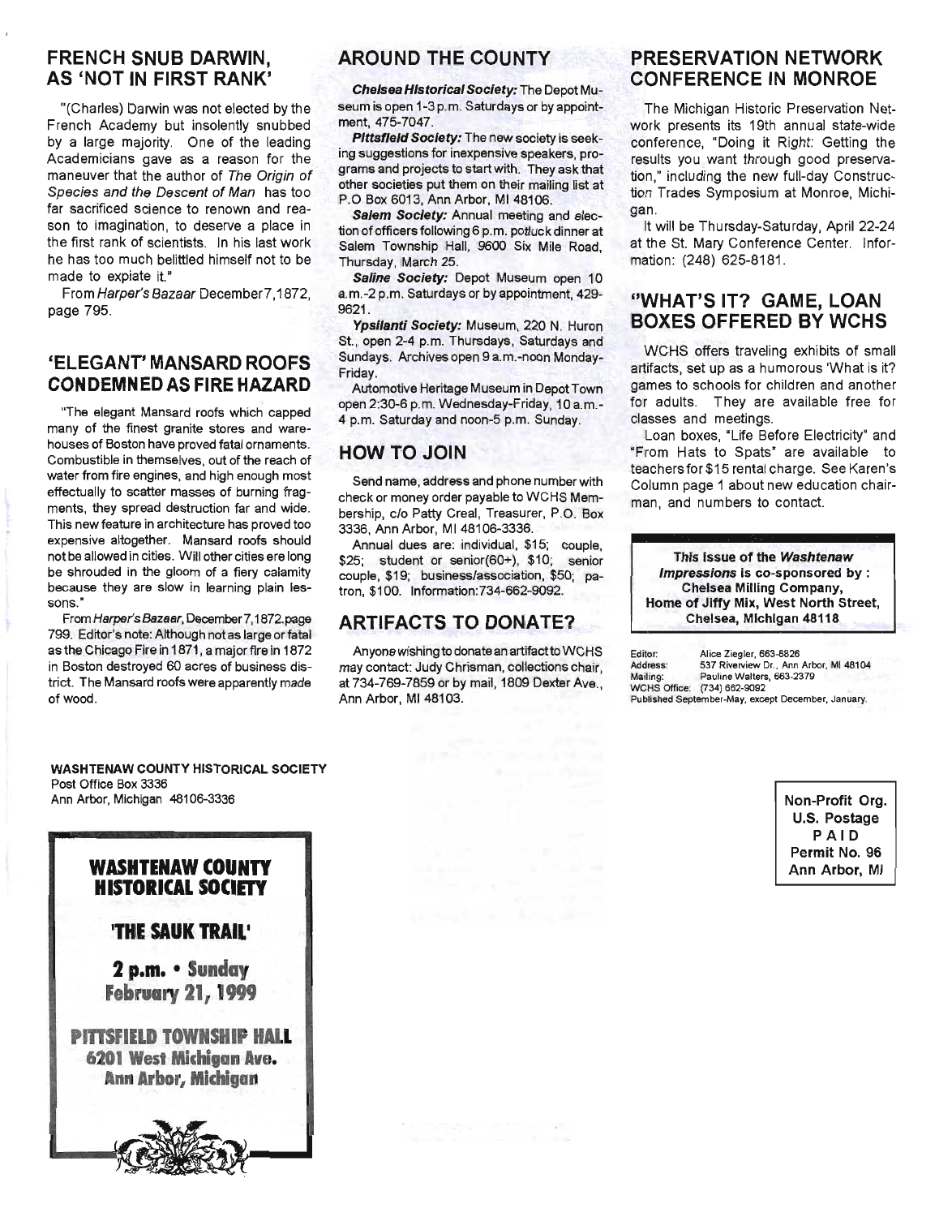## FRENCH SNUB DARWIN, AS 'NOT IN FIRST RANK'

"(Charles) Darwin was not elected by the French Academy but insolently snubbed by a large majority. One of the leading Academicians gave as a reason for the maneuver that the author of *The Origin of Species and the Descent of Man* has too far sacrificed science to renown and reason to imagination, to deserve a place in the first rank of scientists. In his last work he has too much belittled himself not to be made to expiate it."

From *Harper's Bazaar* December7,1872, page 795.

## 'ELEGANT' MANSARD ROOFS CONDEMNED AS FIRE HAZARD

"The elegant Mansard roofs which capped many of the finest granite stores and warehouses of Boston have proved fatal ornaments. Combustible in themselves, out of the reach of water from fire engines, and high enough most effectually to scatter masses of burning fragments, they spread destruction far and wide. This new feature in architecture has proved too expensive altogether. Mansard roofs should not be allowed in cities. Will other cities ere long be shrouded in the gloom of a fiery calamity because they are slow in learning plain lessons."

From *Harper's Bazaar*, December 7,1872.page 799. Editor's note: Although not as large or fatal as the Chicago Fire in 1871, a major fire in 1872 in Boston destroyed 60 acres of business district. The Mansard roofs were apparently made of wood.

## AROUND THE COUNTY

***Chelsea Historical Society:*** The Depot Museum is open 1-3 p.m. Saturdays or by appointment, 475-7047.

***Pittsfield Society:*** The new society is seeking suggestions for inexpensive speakers, programs and projects to start with. They ask that other societies put them on their mailing list at P.O Box 6013, Ann Arbor, MI 48106.

***Salem Society:*** Annual meeting and election of officers following 6 p.m. potluck dinner at Salem Township Hall, 9600 Six Mile Road, Thursday, March 25.

***Saline Society:*** Depot Museum open 10 a.m.-2 p.m. Saturdays or by appointment, 429-9621.

***Ypsilanti Society:*** Museum, 220 N. Huron St., open 2-4 p.m. Thursdays, Saturdays and Sundays. Archives open 9 a.m.-noon Monday-Friday.

Automotive Heritage Museum in Depot Town open 2:30-6 p.m. Wednesday-Friday, 10 a.m.-4 p.m. Saturday and noon-5 p.m. Sunday.

## HOW TO JOIN

Send name, address and phone number with check or money order payable to WCHS Membership, c/o Patty Creal, Treasurer, P.O. Box 3336, Ann Arbor, MI 48106-3336.

Annual dues are: individual, $15; couple, $25; student or senior(60+), $10; senior couple, $19; business/association, $50; patron, $100. Information:734-662-9092.

## ARTIFACTS TO DONATE?

Anyone wishing to donate an artifact to WCHS may contact: Judy Chrisman, collections chair, at 734-769-7859 or by mail, 1809 Dexter Ave., Ann Arbor, MI 48103.

## PRESERVATION NETWORK CONFERENCE IN MONROE

The Michigan Historic Preservation Network presents its 19th annual state-wide conference, "Doing it Right: Getting the results you want through good preservation," including the new full-day Construction Trades Symposium at Monroe, Michigan.

It will be Thursday-Saturday, April 22-24 at the St. Mary Conference Center. Information: (248) 625-8181.

## "WHAT'S IT? GAME, LOAN BOXES OFFERED BY WCHS

WCHS offers traveling exhibits of small artifacts, set up as a humorous 'What is it? games to schools for children and another for adults. They are available free for classes and meetings.

Loan boxes, "Life Before Electricity" and "From Hats to Spats" are available to teachers for $15 rental charge. See Karen's Column page 1 about new education chairman, and numbers to contact.

**This issue of the *Washtenaw Impressions* is co-sponsored by : Chelsea Milling Company, Home of Jiffy Mix, West North Street, Chelsea, Michigan 48118**

Editor: Alice Ziegler, 663-8826
Address: 537 Riverview Dr., Ann Arbor, MI 48104
Mailing: Pauline Walters, 663-2379
WCHS Office: (734) 662-9092
Published September-May, except December, January.

**WASHTENAW COUNTY HISTORICAL SOCIETY**
Post Office Box 3336
Ann Arbor, Michigan 48106-3336

Non-Profit Org.
U.S. Postage
PAID
Permit No. 96
Ann Arbor, MI

**WASHTENAW COUNTY HISTORICAL SOCIETY**

**'THE SAUK TRAIL'**

**2 p.m. • Sunday February 21, 1999**

**PITTSFIELD TOWNSHIP HALL**
**6201 West Michigan Ave.**
**Ann Arbor, Michigan**